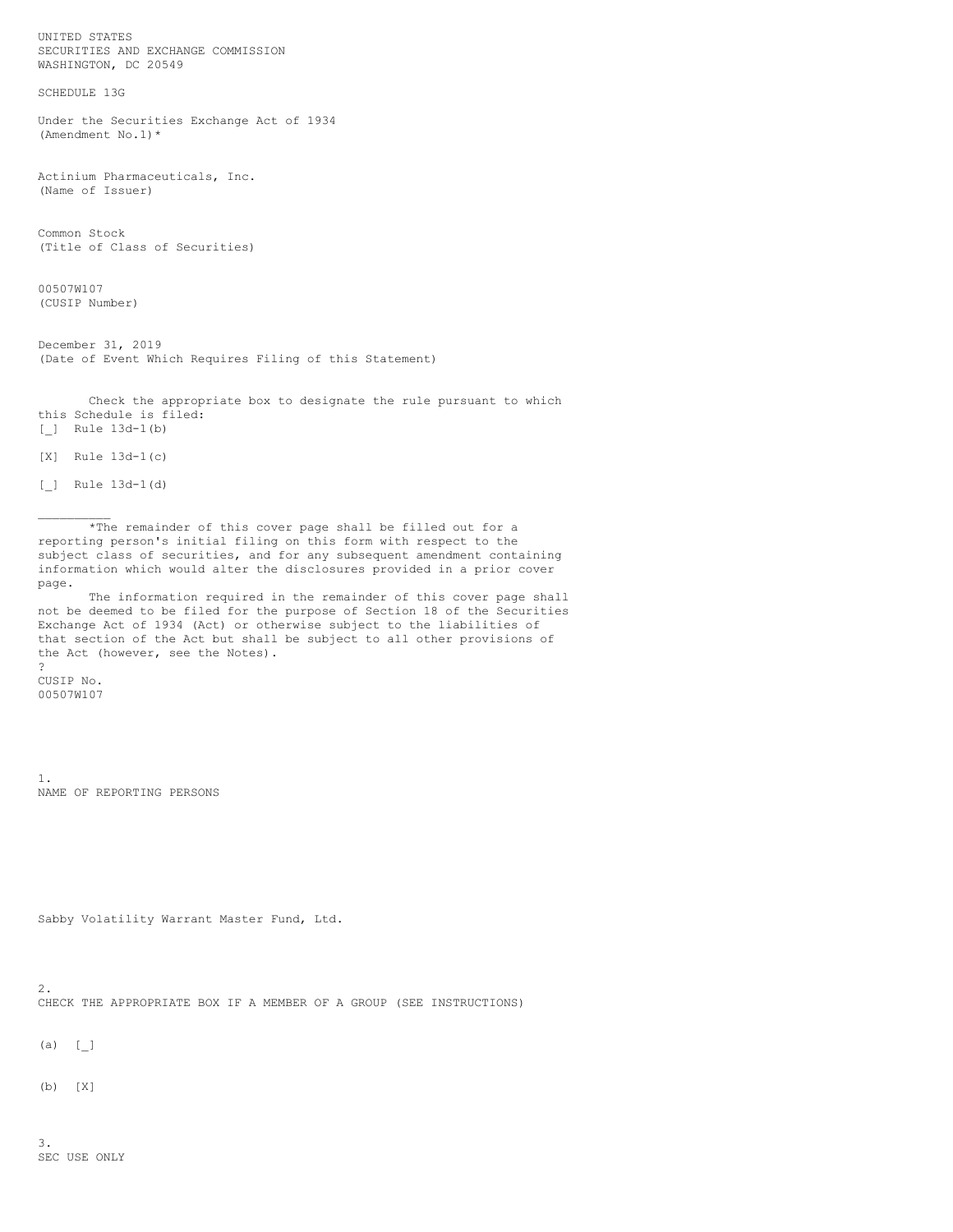UNITED STATES
SECURITIES AND EXCHANGE COMMISSION
WASHINGTON, DC 20549

SCHEDULE 13G

Under the Securities Exchange Act of 1934
(Amendment No.1)*

Actinium Pharmaceuticals, Inc.
(Name of Issuer)

Common Stock
(Title of Class of Securities)

00507W107
(CUSIP Number)

December 31, 2019
(Date of Event Which Requires Filing of this Statement)

Check the appropriate box to designate the rule pursuant to which this Schedule is filed:

[_] Rule 13d-1(b)

[X] Rule 13d-1(c)

[_] Rule 13d-1(d)

__________

*The remainder of this cover page shall be filled out for a reporting person's initial filing on this form with respect to the subject class of securities, and for any subsequent amendment containing information which would alter the disclosures provided in a prior cover page.

The information required in the remainder of this cover page shall not be deemed to be filed for the purpose of Section 18 of the Securities Exchange Act of 1934 (Act) or otherwise subject to the liabilities of that section of the Act but shall be subject to all other provisions of the Act (however, see the Notes).

?

CUSIP No.
00507W107

1.
NAME OF REPORTING PERSONS

Sabby Volatility Warrant Master Fund, Ltd.

2.
CHECK THE APPROPRIATE BOX IF A MEMBER OF A GROUP (SEE INSTRUCTIONS)

(a) [_]

(b) [X]

3.
SEC USE ONLY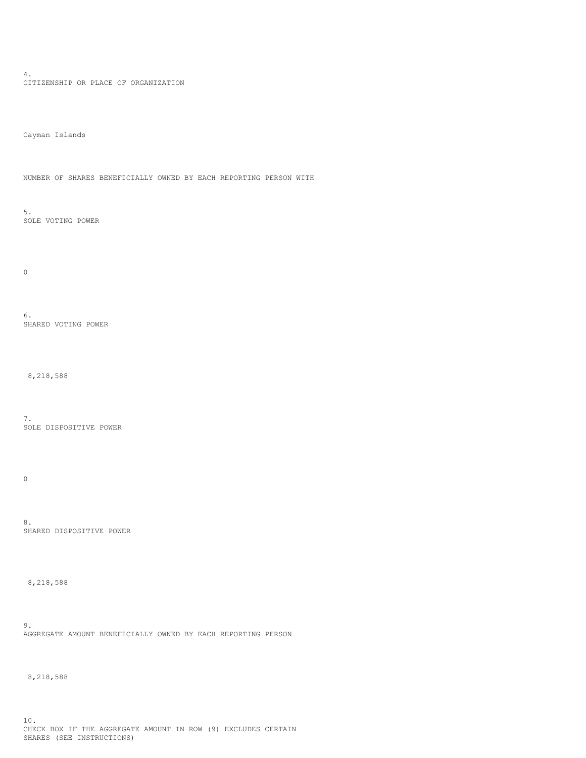4.
CITIZENSHIP OR PLACE OF ORGANIZATION

Cayman Islands

NUMBER OF SHARES BENEFICIALLY OWNED BY EACH REPORTING PERSON WITH

5.
SOLE VOTING POWER

0

6.
SHARED VOTING POWER

8,218,588

7.
SOLE DISPOSITIVE POWER

0

8.
SHARED DISPOSITIVE POWER

8,218,588

9.
AGGREGATE AMOUNT BENEFICIALLY OWNED BY EACH REPORTING PERSON

8,218,588

10.
CHECK BOX IF THE AGGREGATE AMOUNT IN ROW (9) EXCLUDES CERTAIN SHARES (SEE INSTRUCTIONS)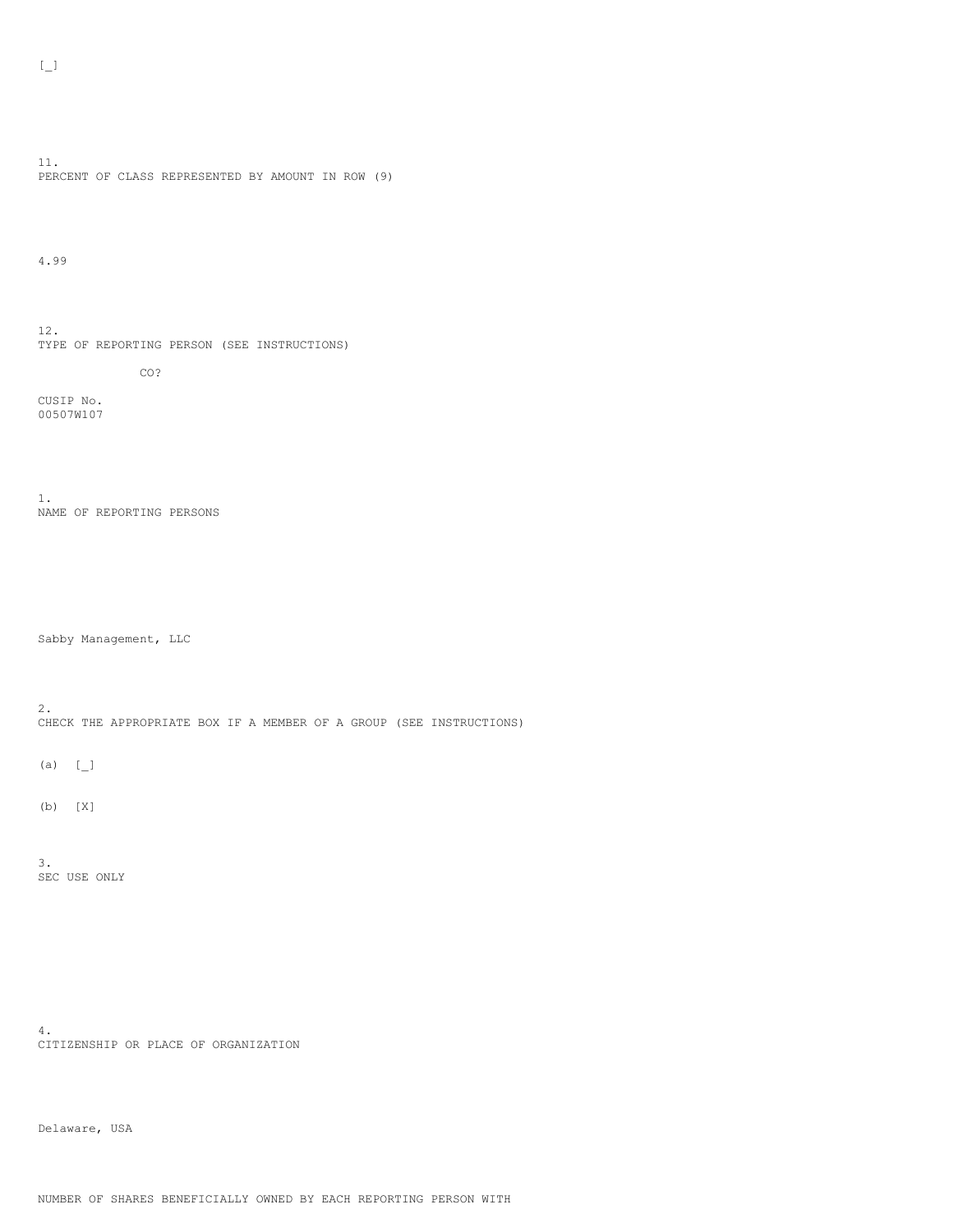[_]

11.
PERCENT OF CLASS REPRESENTED BY AMOUNT IN ROW (9)

4.99

12.
TYPE OF REPORTING PERSON (SEE INSTRUCTIONS)

CO?

CUSIP No.
00507W107

1.
NAME OF REPORTING PERSONS

Sabby Management, LLC

2.
CHECK THE APPROPRIATE BOX IF A MEMBER OF A GROUP (SEE INSTRUCTIONS)

(a) [_]

(b) [X]

3.
SEC USE ONLY

4.
CITIZENSHIP OR PLACE OF ORGANIZATION

Delaware, USA

NUMBER OF SHARES BENEFICIALLY OWNED BY EACH REPORTING PERSON WITH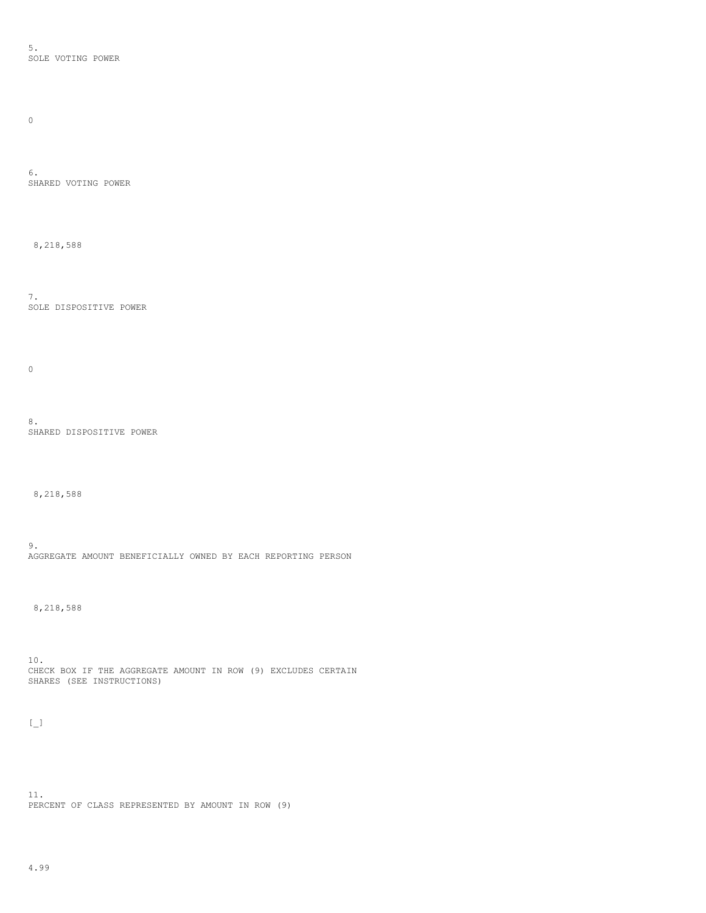5.
SOLE VOTING POWER

0

6.
SHARED VOTING POWER

8,218,588

7.
SOLE DISPOSITIVE POWER

0

8.
SHARED DISPOSITIVE POWER

8,218,588

9.
AGGREGATE AMOUNT BENEFICIALLY OWNED BY EACH REPORTING PERSON

8,218,588

10.
CHECK BOX IF THE AGGREGATE AMOUNT IN ROW (9) EXCLUDES CERTAIN SHARES (SEE INSTRUCTIONS)

[_]

11.
PERCENT OF CLASS REPRESENTED BY AMOUNT IN ROW (9)

4.99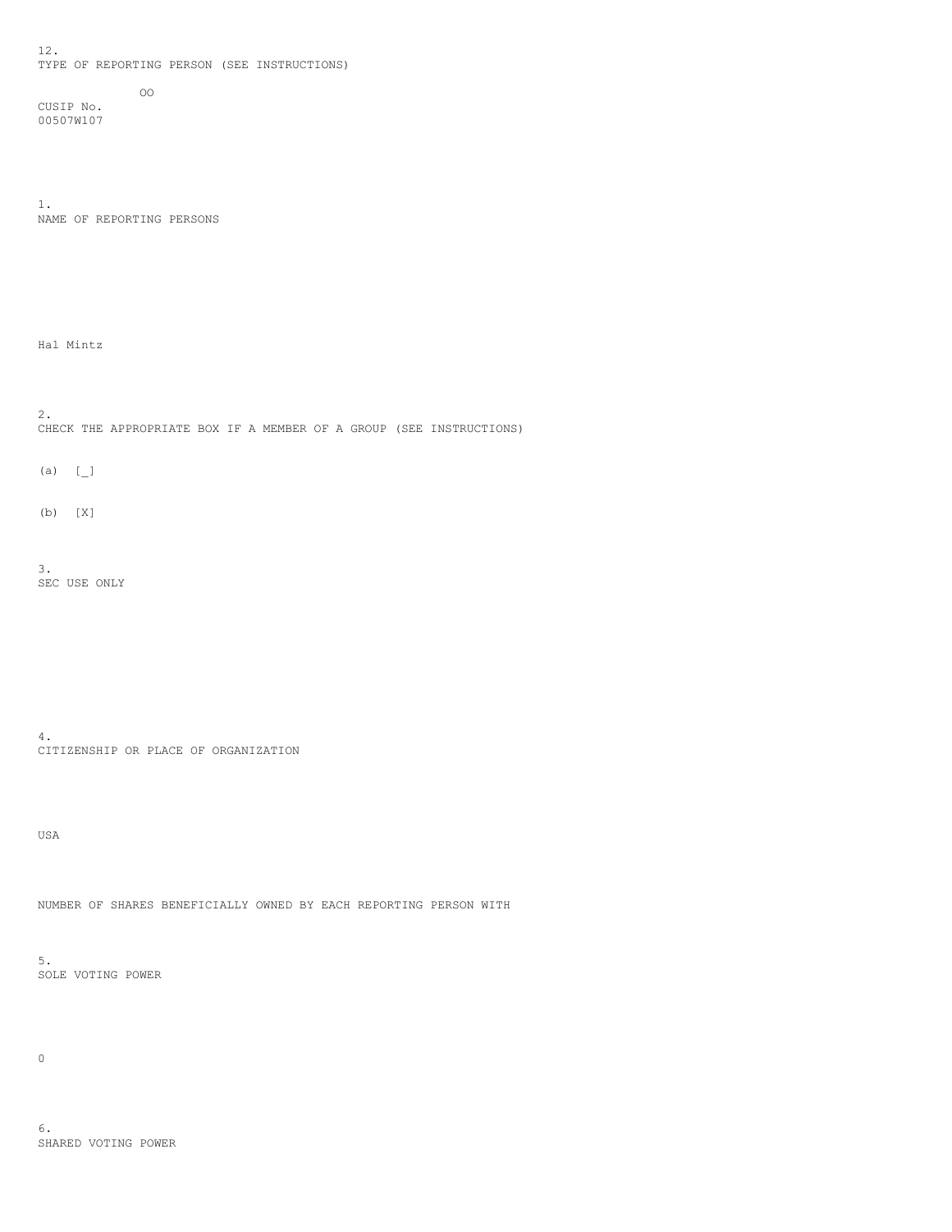12.
TYPE OF REPORTING PERSON (SEE INSTRUCTIONS)

OO

CUSIP No.
00507W107

1.
NAME OF REPORTING PERSONS

Hal Mintz

2.
CHECK THE APPROPRIATE BOX IF A MEMBER OF A GROUP (SEE INSTRUCTIONS)

(a) [_]

(b) [X]

3.
SEC USE ONLY

4.
CITIZENSHIP OR PLACE OF ORGANIZATION

USA

NUMBER OF SHARES BENEFICIALLY OWNED BY EACH REPORTING PERSON WITH

5.
SOLE VOTING POWER

0

6.
SHARED VOTING POWER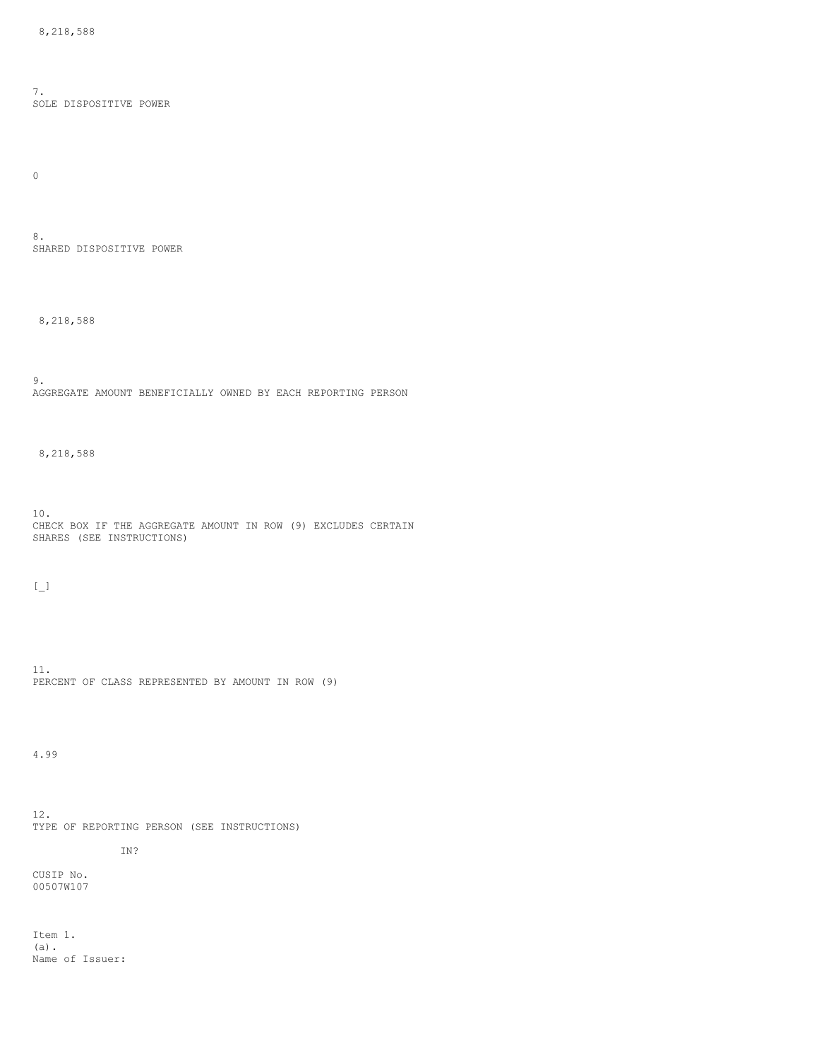8,218,588

7.
SOLE DISPOSITIVE POWER

0

8.
SHARED DISPOSITIVE POWER

8,218,588

9.
AGGREGATE AMOUNT BENEFICIALLY OWNED BY EACH REPORTING PERSON

8,218,588

10.
CHECK BOX IF THE AGGREGATE AMOUNT IN ROW (9) EXCLUDES CERTAIN SHARES (SEE INSTRUCTIONS)

[_]

11.
PERCENT OF CLASS REPRESENTED BY AMOUNT IN ROW (9)

4.99

12.
TYPE OF REPORTING PERSON (SEE INSTRUCTIONS)

IN?

CUSIP No.
00507W107

Item 1.
(a).
Name of Issuer: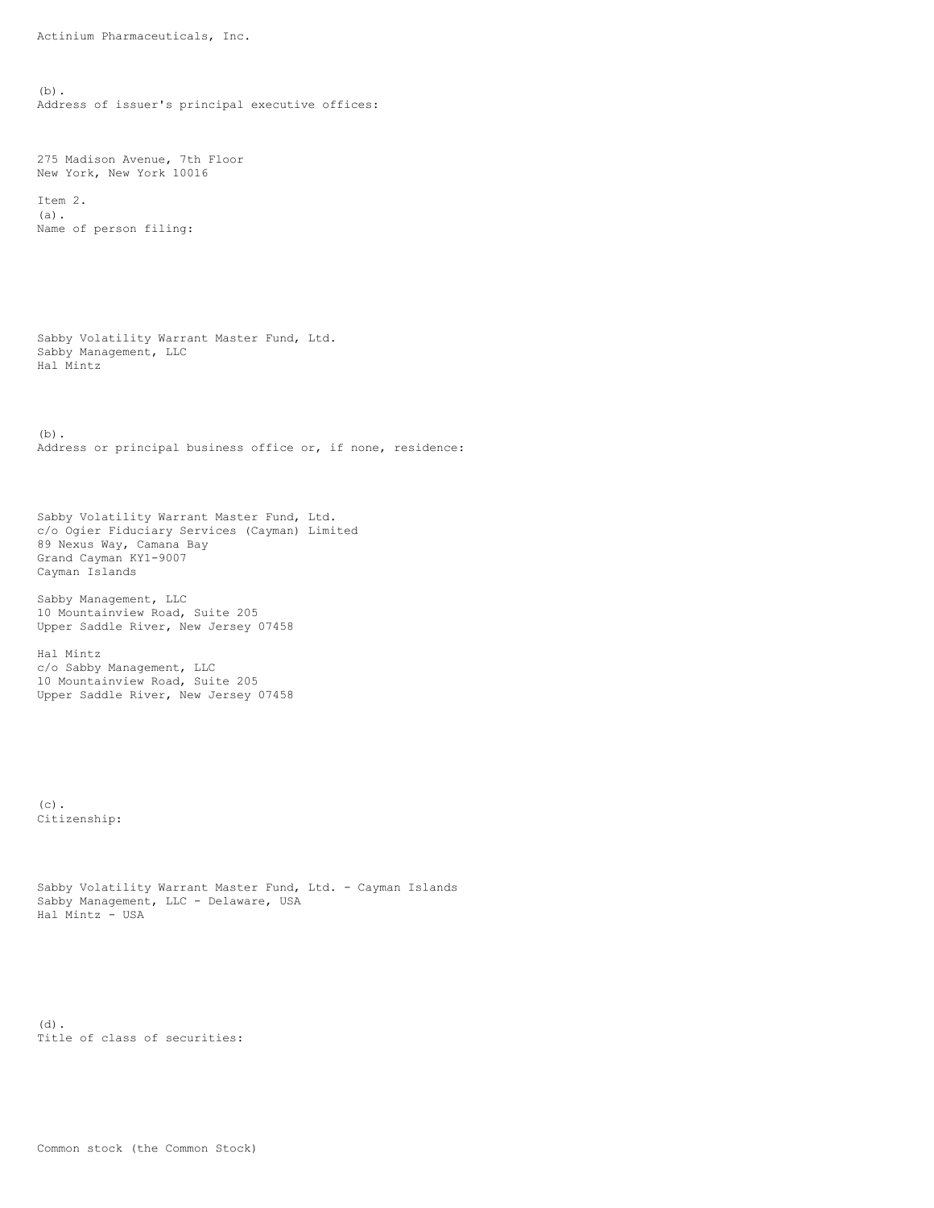Actinium Pharmaceuticals, Inc.

(b).
Address of issuer's principal executive offices:

275 Madison Avenue, 7th Floor
New York, New York 10016

Item 2.
(a).
Name of person filing:

Sabby Volatility Warrant Master Fund, Ltd.
Sabby Management, LLC
Hal Mintz

(b).
Address or principal business office or, if none, residence:

Sabby Volatility Warrant Master Fund, Ltd.
c/o Ogier Fiduciary Services (Cayman) Limited
89 Nexus Way, Camana Bay
Grand Cayman KY1-9007
Cayman Islands

Sabby Management, LLC
10 Mountainview Road, Suite 205
Upper Saddle River, New Jersey 07458

Hal Mintz
c/o Sabby Management, LLC
10 Mountainview Road, Suite 205
Upper Saddle River, New Jersey 07458

(c).
Citizenship:

Sabby Volatility Warrant Master Fund, Ltd. - Cayman Islands
Sabby Management, LLC - Delaware, USA
Hal Mintz - USA

(d).
Title of class of securities:

Common stock (the Common Stock)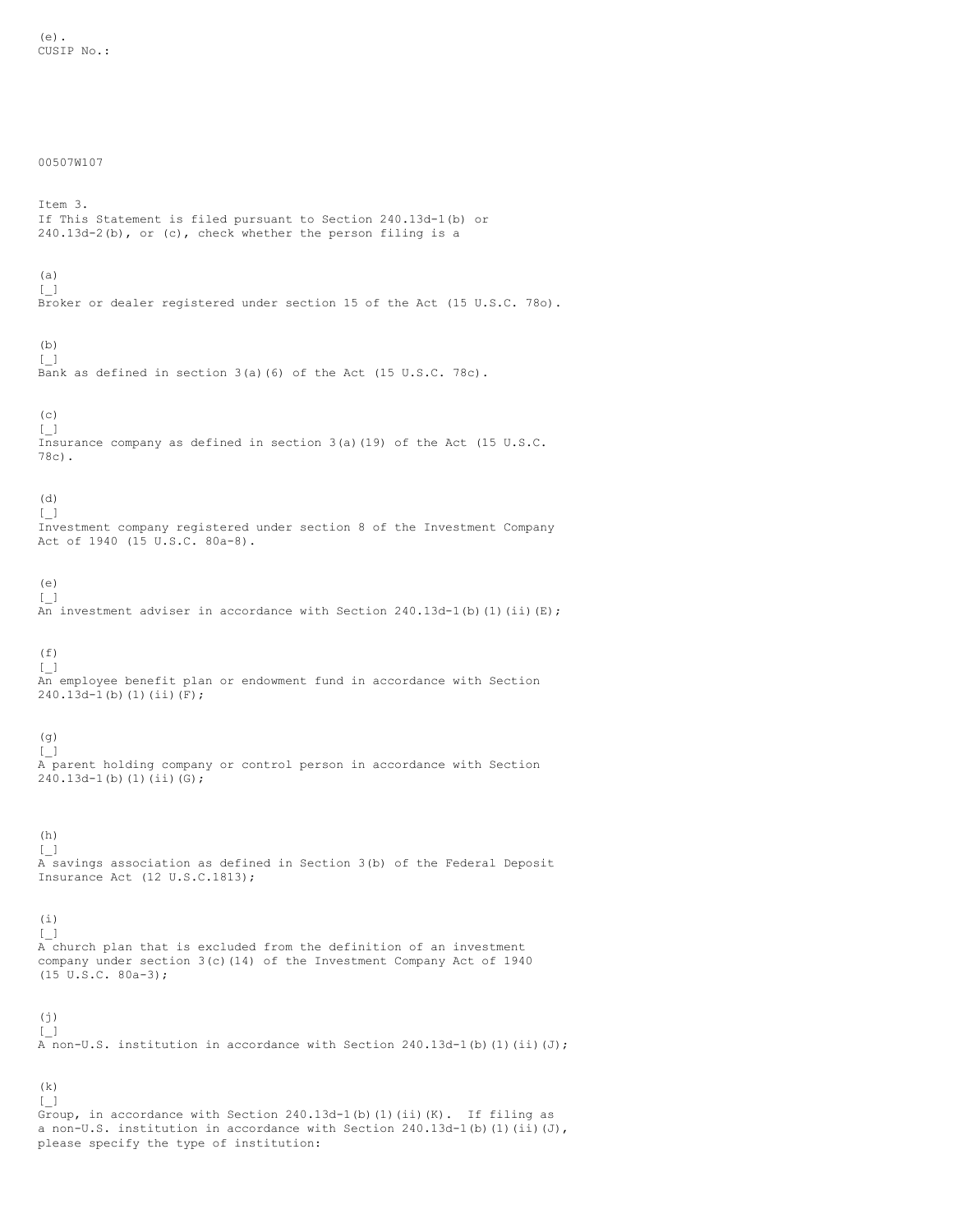(e).
CUSIP No.:

00507W107

Item 3.
If This Statement is filed pursuant to Section 240.13d-1(b) or 240.13d-2(b), or (c), check whether the person filing is a

(a)
[_]
Broker or dealer registered under section 15 of the Act (15 U.S.C. 78o).

(b)
[_]
Bank as defined in section 3(a)(6) of the Act (15 U.S.C. 78c).

(c)
[_]
Insurance company as defined in section 3(a)(19) of the Act (15 U.S.C. 78c).

(d)
[_]
Investment company registered under section 8 of the Investment Company Act of 1940 (15 U.S.C. 80a-8).

(e)
[_]
An investment adviser in accordance with Section 240.13d-1(b)(1)(ii)(E);

(f)
[_]
An employee benefit plan or endowment fund in accordance with Section 240.13d-1(b)(1)(ii)(F);

(g)
[_]
A parent holding company or control person in accordance with Section 240.13d-1(b)(1)(ii)(G);

(h)
[_]
A savings association as defined in Section 3(b) of the Federal Deposit Insurance Act (12 U.S.C.1813);

(i)
[_]
A church plan that is excluded from the definition of an investment company under section 3(c)(14) of the Investment Company Act of 1940 (15 U.S.C. 80a-3);

(j)
[_]
A non-U.S. institution in accordance with Section 240.13d-1(b)(1)(ii)(J);

(k)
[_]
Group, in accordance with Section 240.13d-1(b)(1)(ii)(K). If filing as a non-U.S. institution in accordance with Section 240.13d-1(b)(1)(ii)(J), please specify the type of institution: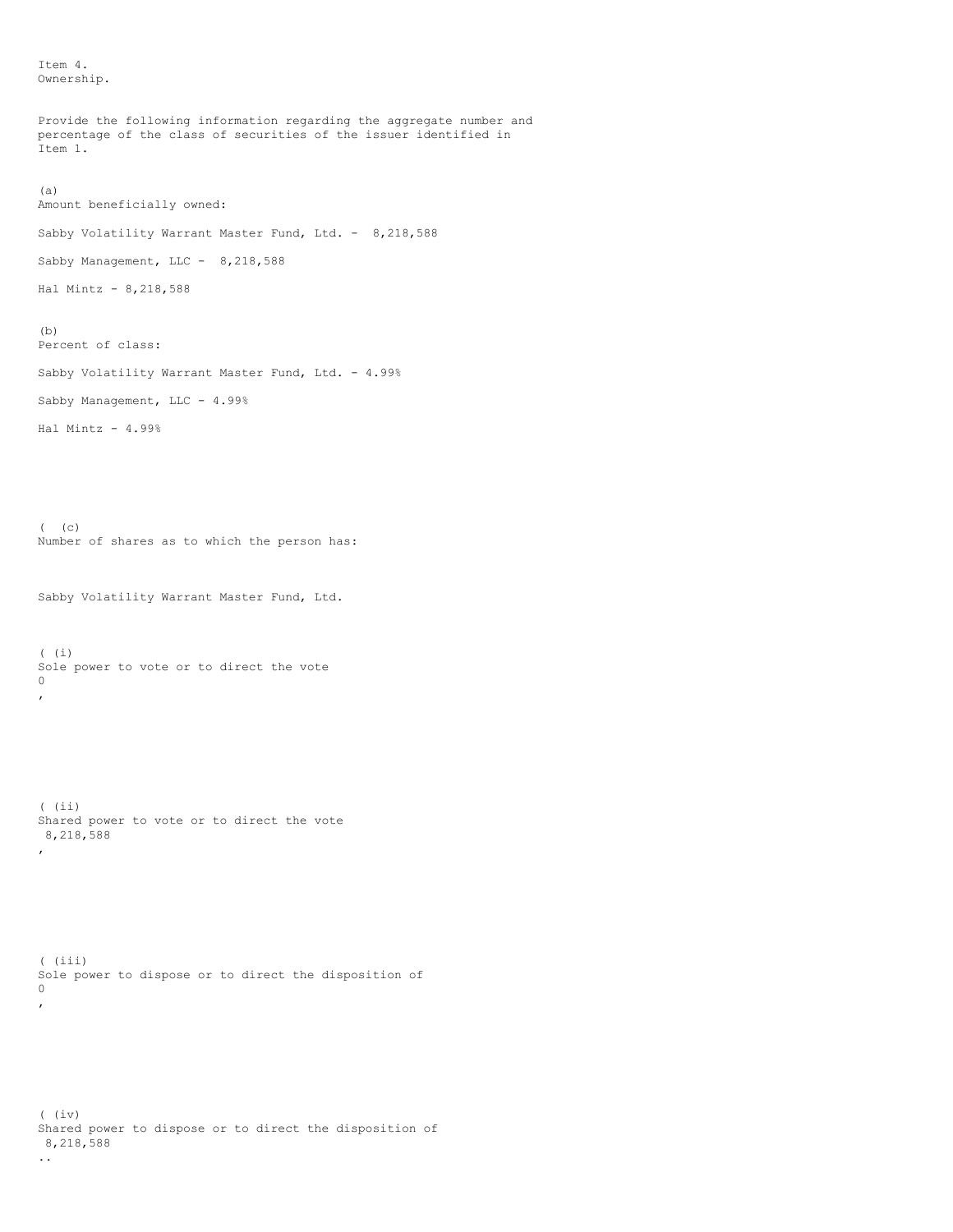Item 4.
Ownership.

Provide the following information regarding the aggregate number and percentage of the class of securities of the issuer identified in Item 1.

(a)
Amount beneficially owned:

Sabby Volatility Warrant Master Fund, Ltd. - 8,218,588

Sabby Management, LLC - 8,218,588

Hal Mintz - 8,218,588

(b)
Percent of class:

Sabby Volatility Warrant Master Fund, Ltd. - 4.99%

Sabby Management, LLC - 4.99%

Hal Mintz - 4.99%

( (c)
Number of shares as to which the person has:

Sabby Volatility Warrant Master Fund, Ltd.

( (i)
Sole power to vote or to direct the vote
0
,

( (ii)
Shared power to vote or to direct the vote
8,218,588
,

( (iii)
Sole power to dispose or to direct the disposition of
0
,

( (iv)
Shared power to dispose or to direct the disposition of
8,218,588
..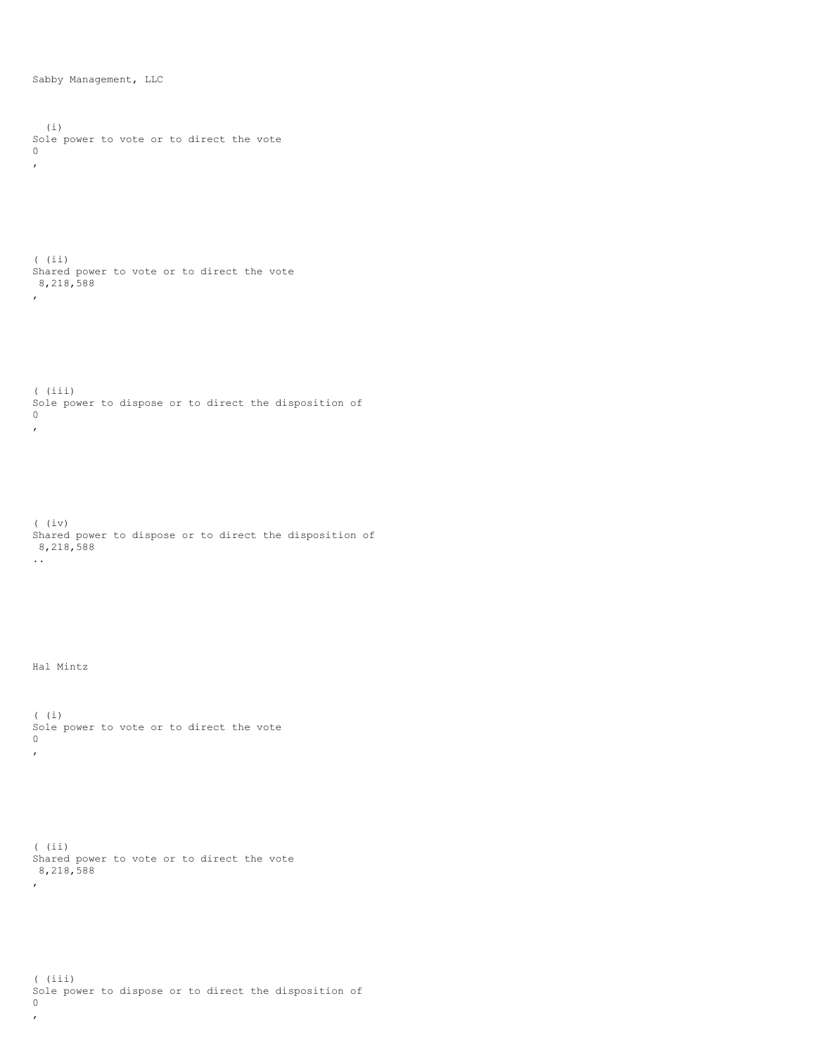Sabby Management, LLC

(i)
Sole power to vote or to direct the vote
0
,

( (ii)
Shared power to vote or to direct the vote
8,218,588
,

( (iii)
Sole power to dispose or to direct the disposition of
0
,

( (iv)
Shared power to dispose or to direct the disposition of
8,218,588
..

Hal Mintz

( (i)
Sole power to vote or to direct the vote
0
,

( (ii)
Shared power to vote or to direct the vote
8,218,588
,

( (iii)
Sole power to dispose or to direct the disposition of
0
,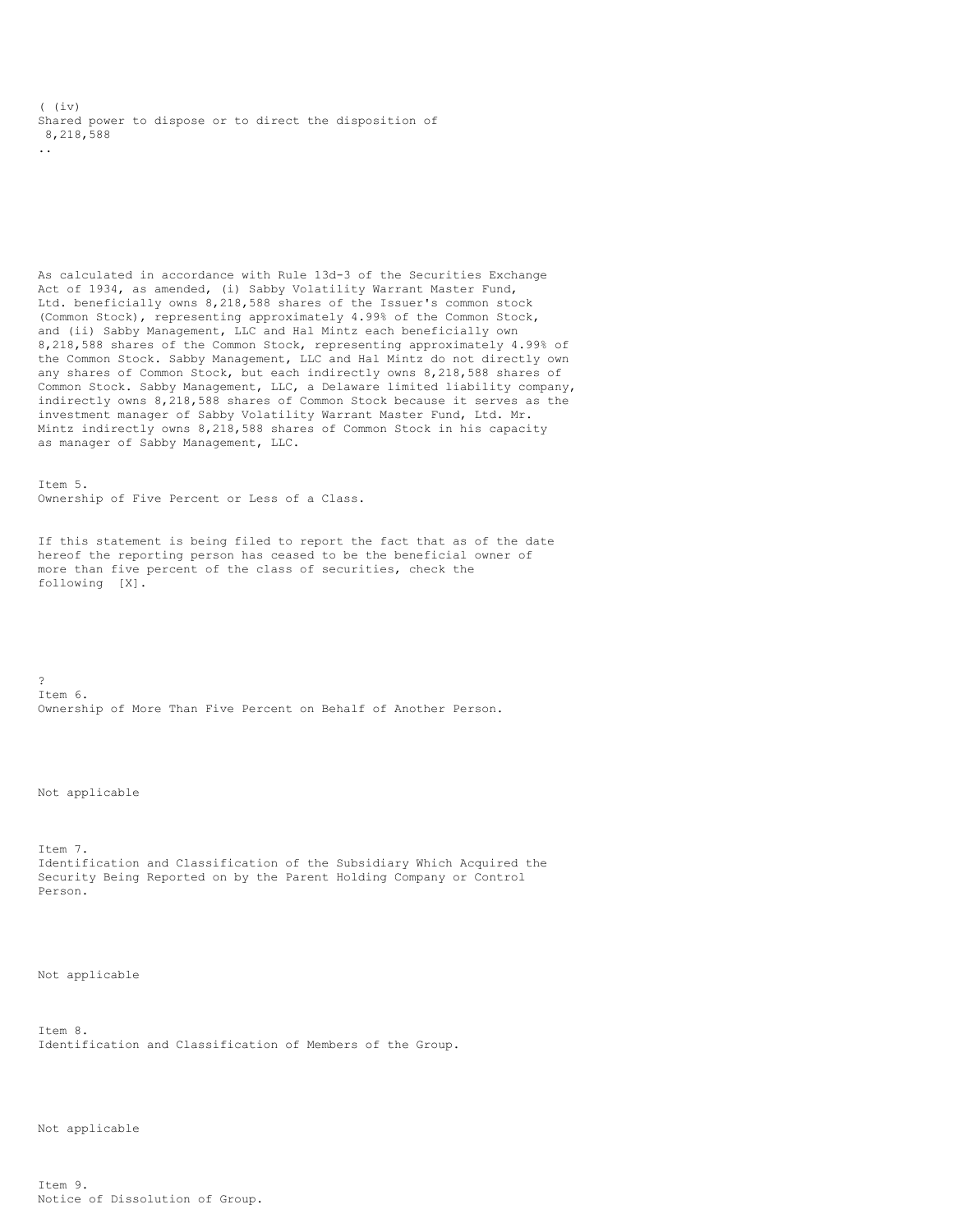( (iv)
Shared power to dispose or to direct the disposition of
8,218,588
..

As calculated in accordance with Rule 13d-3 of the Securities Exchange Act of 1934, as amended, (i) Sabby Volatility Warrant Master Fund, Ltd. beneficially owns 8,218,588 shares of the Issuer's common stock (Common Stock), representing approximately 4.99% of the Common Stock, and (ii) Sabby Management, LLC and Hal Mintz each beneficially own 8,218,588 shares of the Common Stock, representing approximately 4.99% of the Common Stock. Sabby Management, LLC and Hal Mintz do not directly own any shares of Common Stock, but each indirectly owns 8,218,588 shares of Common Stock. Sabby Management, LLC, a Delaware limited liability company, indirectly owns 8,218,588 shares of Common Stock because it serves as the investment manager of Sabby Volatility Warrant Master Fund, Ltd. Mr. Mintz indirectly owns 8,218,588 shares of Common Stock in his capacity as manager of Sabby Management, LLC.

Item 5.
Ownership of Five Percent or Less of a Class.

If this statement is being filed to report the fact that as of the date hereof the reporting person has ceased to be the beneficial owner of more than five percent of the class of securities, check the following [X].

?
Item 6.
Ownership of More Than Five Percent on Behalf of Another Person.

Not applicable

Item 7.
Identification and Classification of the Subsidiary Which Acquired the Security Being Reported on by the Parent Holding Company or Control Person.

Not applicable

Item 8.
Identification and Classification of Members of the Group.

Not applicable

Item 9.
Notice of Dissolution of Group.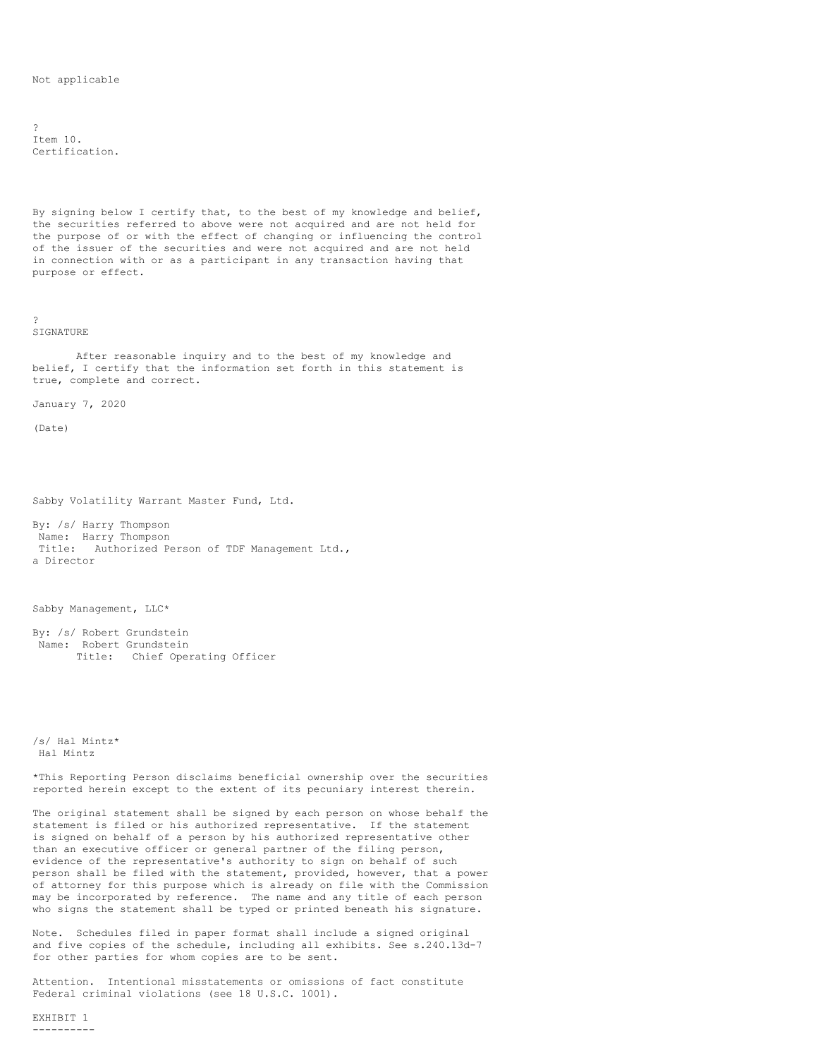Not applicable

?
Item 10.
Certification.

By signing below I certify that, to the best of my knowledge and belief, the securities referred to above were not acquired and are not held for the purpose of or with the effect of changing or influencing the control of the issuer of the securities and were not acquired and are not held in connection with or as a participant in any transaction having that purpose or effect.

?
SIGNATURE

After reasonable inquiry and to the best of my knowledge and belief, I certify that the information set forth in this statement is true, complete and correct.

January 7, 2020

(Date)

Sabby Volatility Warrant Master Fund, Ltd.

By: /s/ Harry Thompson
Name: Harry Thompson
Title: Authorized Person of TDF Management Ltd., a Director

Sabby Management, LLC*

By: /s/ Robert Grundstein
Name: Robert Grundstein
Title: Chief Operating Officer

/s/ Hal Mintz*
Hal Mintz

*This Reporting Person disclaims beneficial ownership over the securities reported herein except to the extent of its pecuniary interest therein.

The original statement shall be signed by each person on whose behalf the statement is filed or his authorized representative. If the statement is signed on behalf of a person by his authorized representative other than an executive officer or general partner of the filing person, evidence of the representative's authority to sign on behalf of such person shall be filed with the statement, provided, however, that a power of attorney for this purpose which is already on file with the Commission may be incorporated by reference. The name and any title of each person who signs the statement shall be typed or printed beneath his signature.

Note. Schedules filed in paper format shall include a signed original and five copies of the schedule, including all exhibits. See s.240.13d-7 for other parties for whom copies are to be sent.

Attention. Intentional misstatements or omissions of fact constitute Federal criminal violations (see 18 U.S.C. 1001).

EXHIBIT 1
----------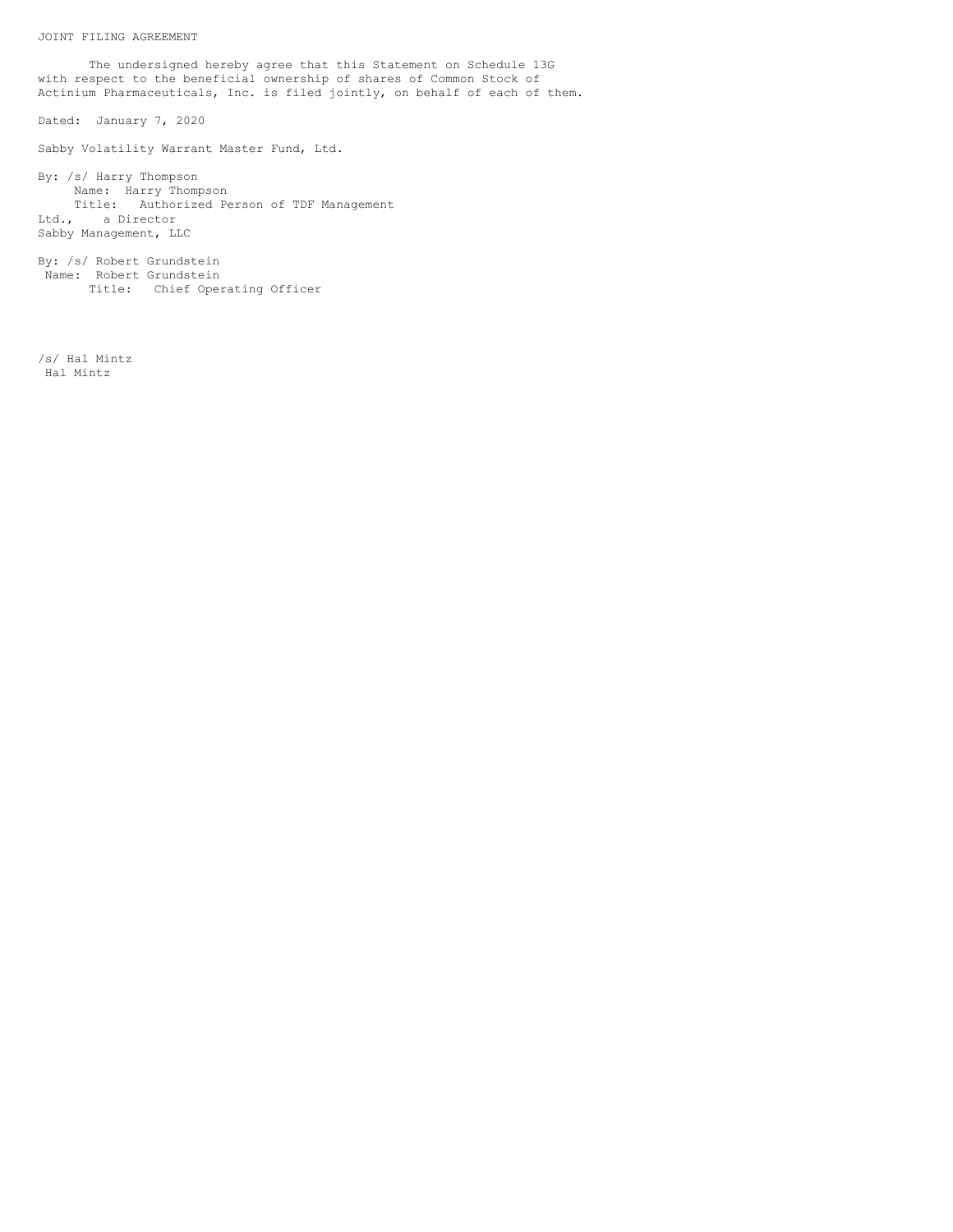JOINT FILING AGREEMENT

The undersigned hereby agree that this Statement on Schedule 13G with respect to the beneficial ownership of shares of Common Stock of Actinium Pharmaceuticals, Inc. is filed jointly, on behalf of each of them.

Dated: January 7, 2020

Sabby Volatility Warrant Master Fund, Ltd.

By: /s/ Harry Thompson
Name: Harry Thompson
Title: Authorized Person of TDF Management Ltd., a Director

Sabby Management, LLC

By: /s/ Robert Grundstein
Name: Robert Grundstein
Title: Chief Operating Officer

/s/ Hal Mintz
Hal Mintz